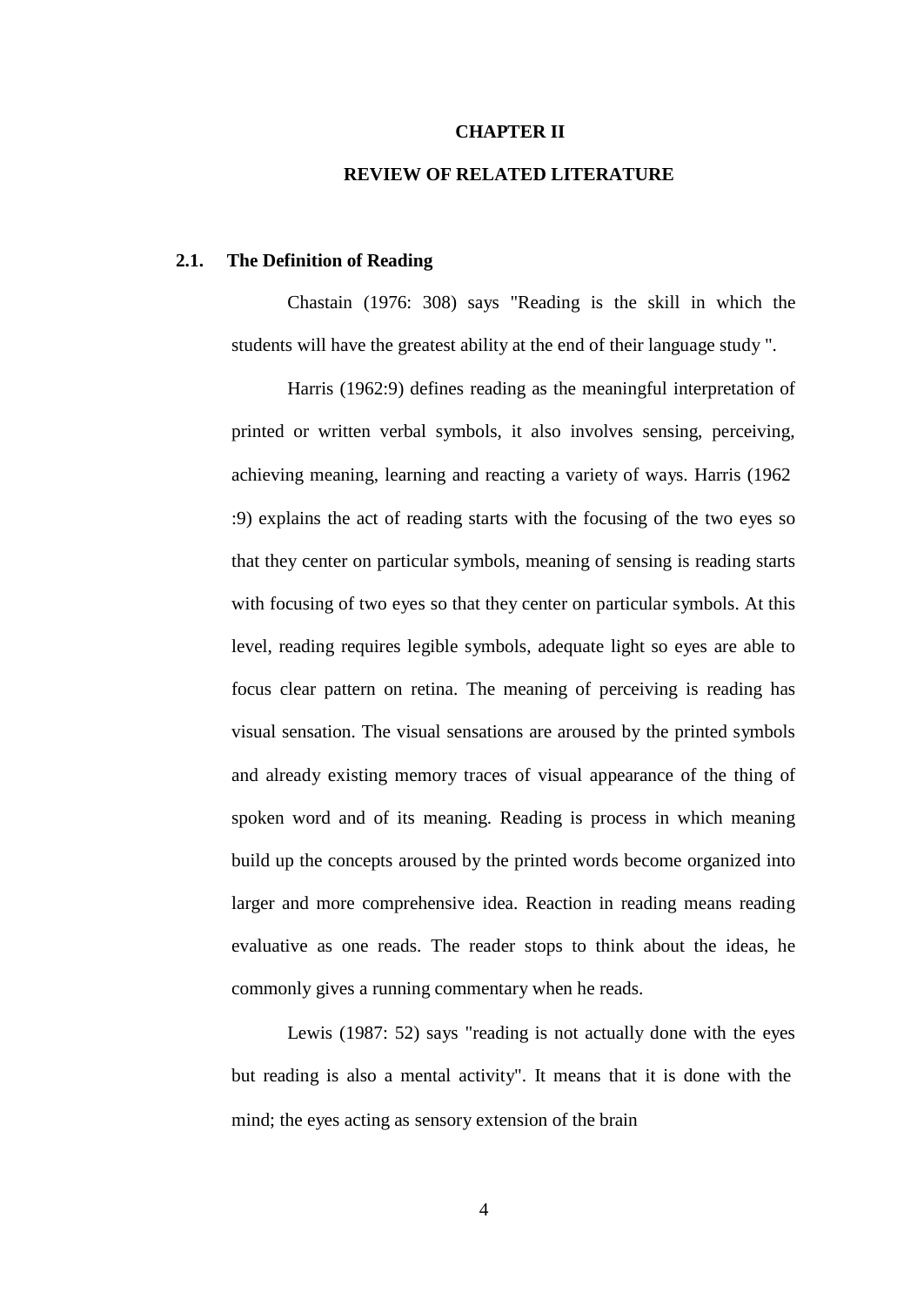# CHAPTER II

# REVIEW OF RELATED LITERATURE

## 2.1. The Definition of Reading

Chastain (1976: 308) says "Reading is the skill in which the students will have the greatest ability at the end of their language study ".

Harris (1962:9) defines reading as the meaningful interpretation of printed or written verbal symbols, it also involves sensing, perceiving, achieving meaning, learning and reacting a variety of ways. Harris (1962 :9) explains the act of reading starts with the focusing of the two eyes so that they center on particular symbols, meaning of sensing is reading starts with focusing of two eyes so that they center on particular symbols. At this level, reading requires legible symbols, adequate light so eyes are able to focus clear pattern on retina. The meaning of perceiving is reading has visual sensation. The visual sensations are aroused by the printed symbols and already existing memory traces of visual appearance of the thing of spoken word and of its meaning. Reading is process in which meaning build up the concepts aroused by the printed words become organized into larger and more comprehensive idea. Reaction in reading means reading evaluative as one reads. The reader stops to think about the ideas, he commonly gives a running commentary when he reads.

Lewis (1987: 52) says "reading is not actually done with the eyes but reading is also a mental activity". It means that it is done with the mind; the eyes acting as sensory extension of the brain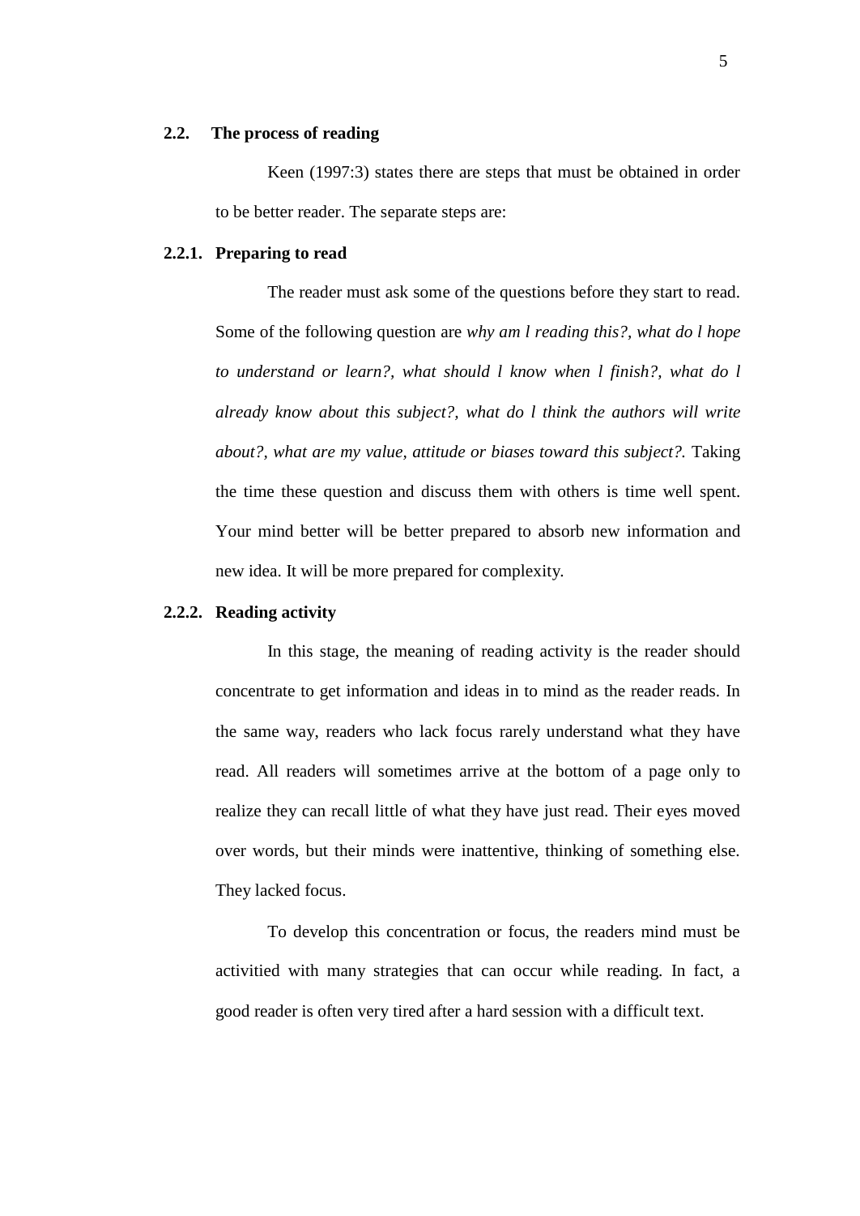## 2.2. The process of reading

Keen (1997:3) states there are steps that must be obtained in order to be better reader. The separate steps are:

### 2.2.1. Preparing to read

The reader must ask some of the questions before they start to read. Some of the following question are *why am l reading this?, what do l hope to understand or learn?, what should l know when l finish?, what do l already know about this subject?, what do l think the authors will write about?, what are my value, attitude or biases toward this subject?.* Taking the time these question and discuss them with others is time well spent. Your mind better will be better prepared to absorb new information and new idea. It will be more prepared for complexity.

### 2.2.2. Reading activity

In this stage, the meaning of reading activity is the reader should concentrate to get information and ideas in to mind as the reader reads. In the same way, readers who lack focus rarely understand what they have read. All readers will sometimes arrive at the bottom of a page only to realize they can recall little of what they have just read. Their eyes moved over words, but their minds were inattentive, thinking of something else. They lacked focus.

To develop this concentration or focus, the readers mind must be activitied with many strategies that can occur while reading. In fact, a good reader is often very tired after a hard session with a difficult text.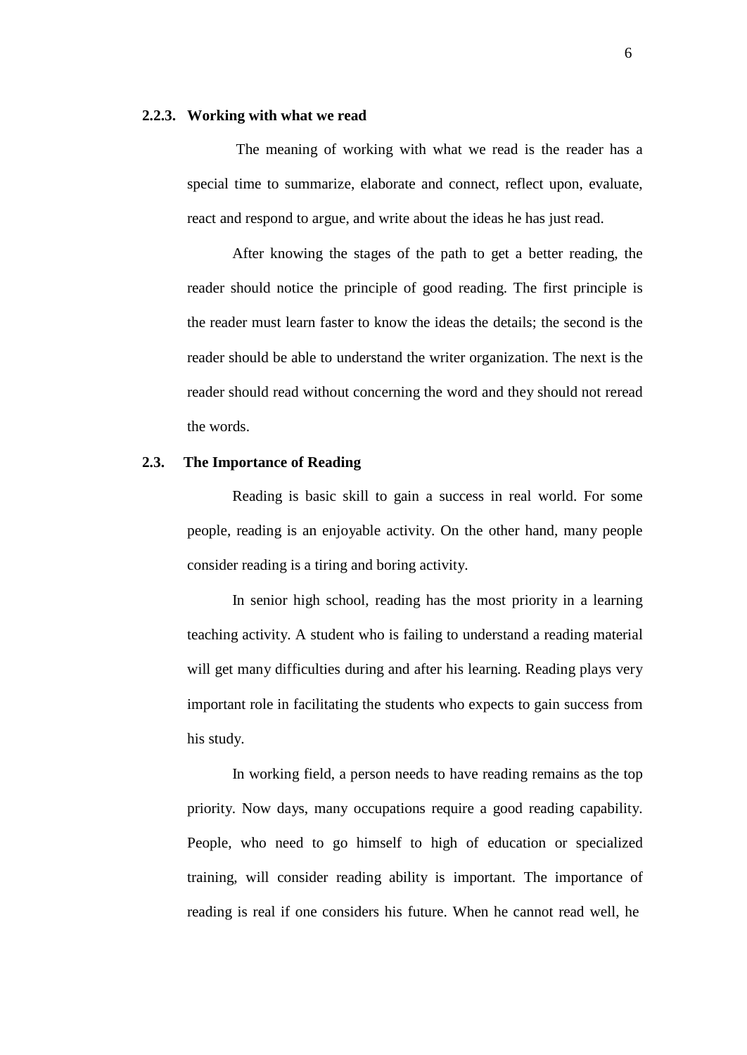### 2.2.3. Working with what we read

The meaning of working with what we read is the reader has a special time to summarize, elaborate and connect, reflect upon, evaluate, react and respond to argue, and write about the ideas he has just read.

After knowing the stages of the path to get a better reading, the reader should notice the principle of good reading. The first principle is the reader must learn faster to know the ideas the details; the second is the reader should be able to understand the writer organization. The next is the reader should read without concerning the word and they should not reread the words.

## 2.3. The Importance of Reading

Reading is basic skill to gain a success in real world. For some people, reading is an enjoyable activity. On the other hand, many people consider reading is a tiring and boring activity.

In senior high school, reading has the most priority in a learning teaching activity. A student who is failing to understand a reading material will get many difficulties during and after his learning. Reading plays very important role in facilitating the students who expects to gain success from his study.

In working field, a person needs to have reading remains as the top priority. Now days, many occupations require a good reading capability. People, who need to go himself to high of education or specialized training, will consider reading ability is important. The importance of reading is real if one considers his future. When he cannot read well, he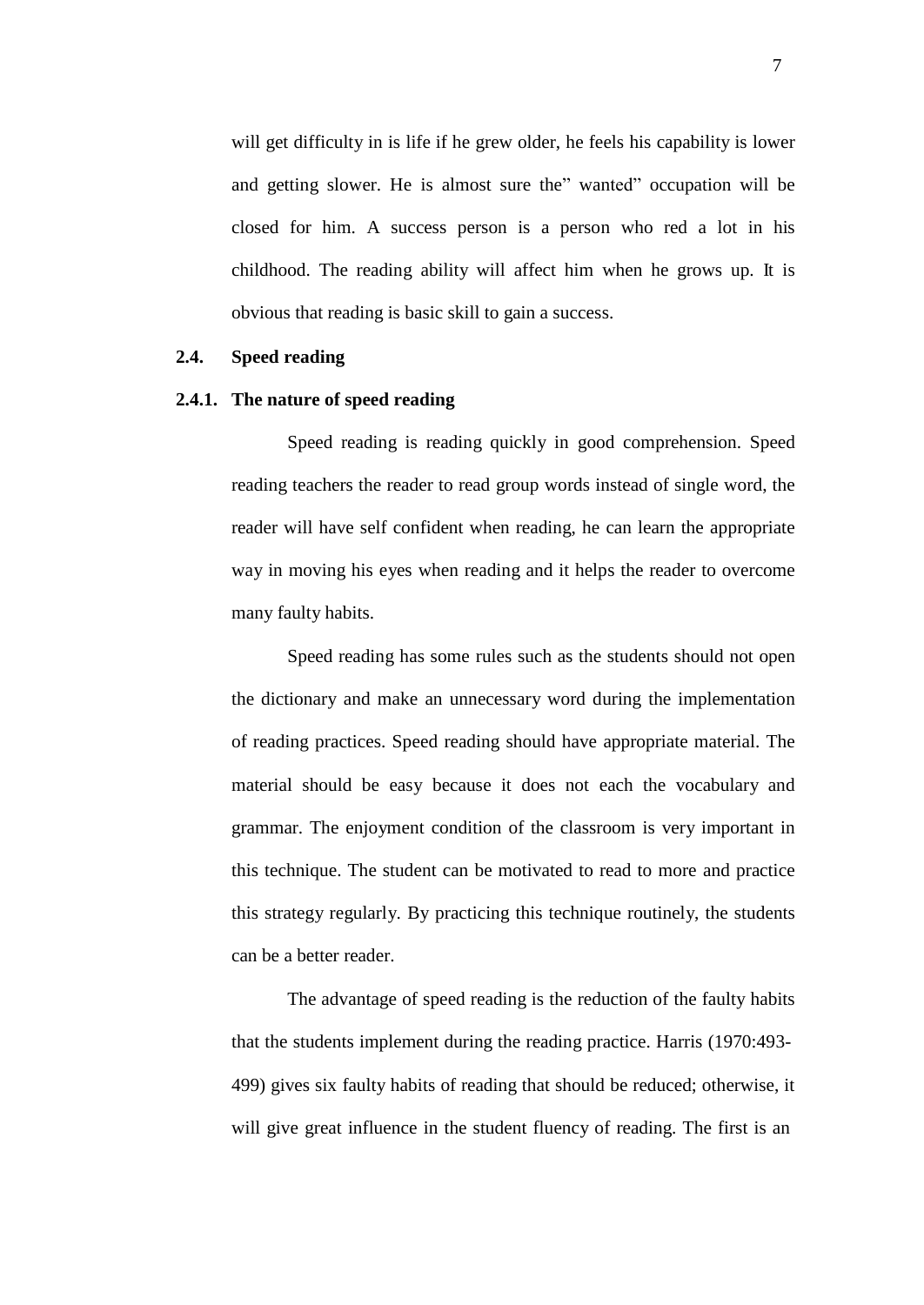will get difficulty in is life if he grew older, he feels his capability is lower and getting slower. He is almost sure the" wanted" occupation will be closed for him. A success person is a person who red a lot in his childhood. The reading ability will affect him when he grows up. It is obvious that reading is basic skill to gain a success.

## 2.4. Speed reading

### 2.4.1. The nature of speed reading

Speed reading is reading quickly in good comprehension. Speed reading teachers the reader to read group words instead of single word, the reader will have self confident when reading, he can learn the appropriate way in moving his eyes when reading and it helps the reader to overcome many faulty habits.

Speed reading has some rules such as the students should not open the dictionary and make an unnecessary word during the implementation of reading practices. Speed reading should have appropriate material. The material should be easy because it does not each the vocabulary and grammar. The enjoyment condition of the classroom is very important in this technique. The student can be motivated to read to more and practice this strategy regularly. By practicing this technique routinely, the students can be a better reader.

The advantage of speed reading is the reduction of the faulty habits that the students implement during the reading practice. Harris (1970:493-499) gives six faulty habits of reading that should be reduced; otherwise, it will give great influence in the student fluency of reading. The first is an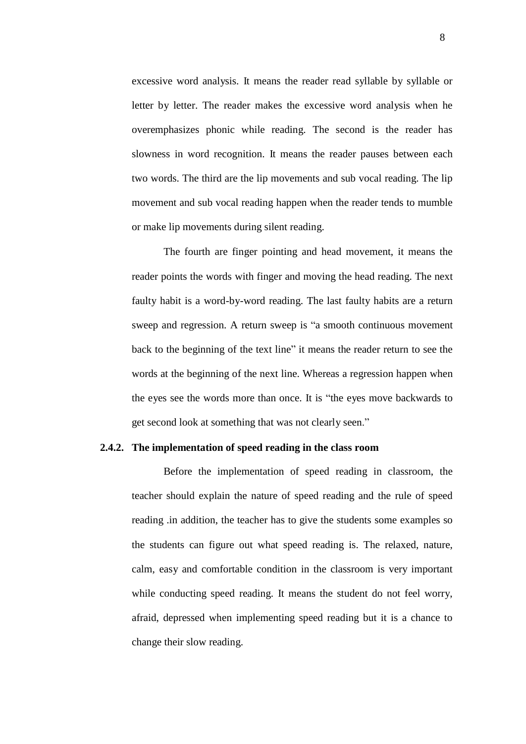excessive word analysis. It means the reader read syllable by syllable or letter by letter. The reader makes the excessive word analysis when he overemphasizes phonic while reading. The second is the reader has slowness in word recognition. It means the reader pauses between each two words. The third are the lip movements and sub vocal reading. The lip movement and sub vocal reading happen when the reader tends to mumble or make lip movements during silent reading.

The fourth are finger pointing and head movement, it means the reader points the words with finger and moving the head reading. The next faulty habit is a word-by-word reading. The last faulty habits are a return sweep and regression. A return sweep is "a smooth continuous movement back to the beginning of the text line" it means the reader return to see the words at the beginning of the next line. Whereas a regression happen when the eyes see the words more than once. It is "the eyes move backwards to get second look at something that was not clearly seen."

### 2.4.2. The implementation of speed reading in the class room

Before the implementation of speed reading in classroom, the teacher should explain the nature of speed reading and the rule of speed reading .in addition, the teacher has to give the students some examples so the students can figure out what speed reading is. The relaxed, nature, calm, easy and comfortable condition in the classroom is very important while conducting speed reading. It means the student do not feel worry, afraid, depressed when implementing speed reading but it is a chance to change their slow reading.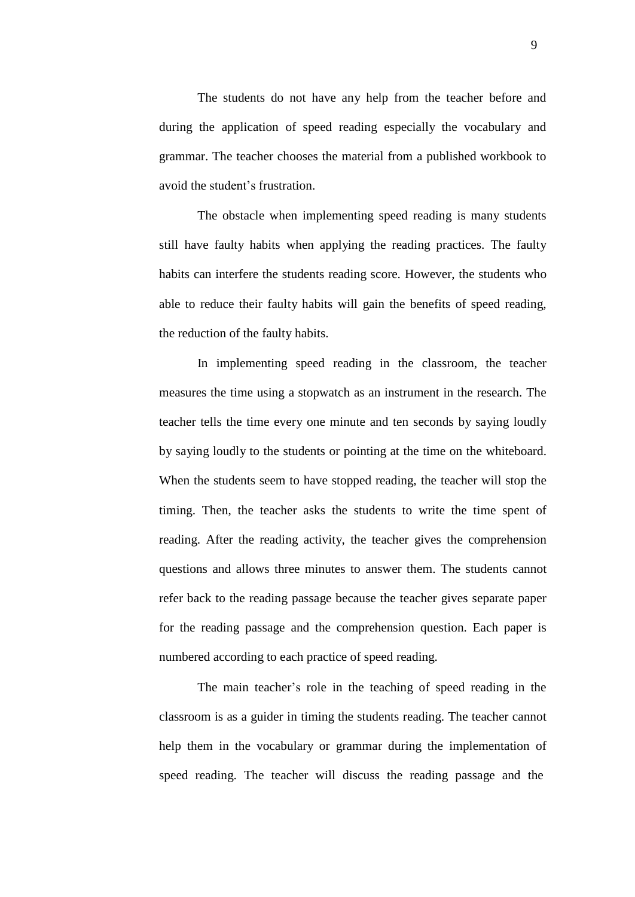The students do not have any help from the teacher before and during the application of speed reading especially the vocabulary and grammar. The teacher chooses the material from a published workbook to avoid the student's frustration.

The obstacle when implementing speed reading is many students still have faulty habits when applying the reading practices. The faulty habits can interfere the students reading score. However, the students who able to reduce their faulty habits will gain the benefits of speed reading, the reduction of the faulty habits.

In implementing speed reading in the classroom, the teacher measures the time using a stopwatch as an instrument in the research. The teacher tells the time every one minute and ten seconds by saying loudly by saying loudly to the students or pointing at the time on the whiteboard. When the students seem to have stopped reading, the teacher will stop the timing. Then, the teacher asks the students to write the time spent of reading. After the reading activity, the teacher gives the comprehension questions and allows three minutes to answer them. The students cannot refer back to the reading passage because the teacher gives separate paper for the reading passage and the comprehension question. Each paper is numbered according to each practice of speed reading.

The main teacher's role in the teaching of speed reading in the classroom is as a guider in timing the students reading. The teacher cannot help them in the vocabulary or grammar during the implementation of speed reading. The teacher will discuss the reading passage and the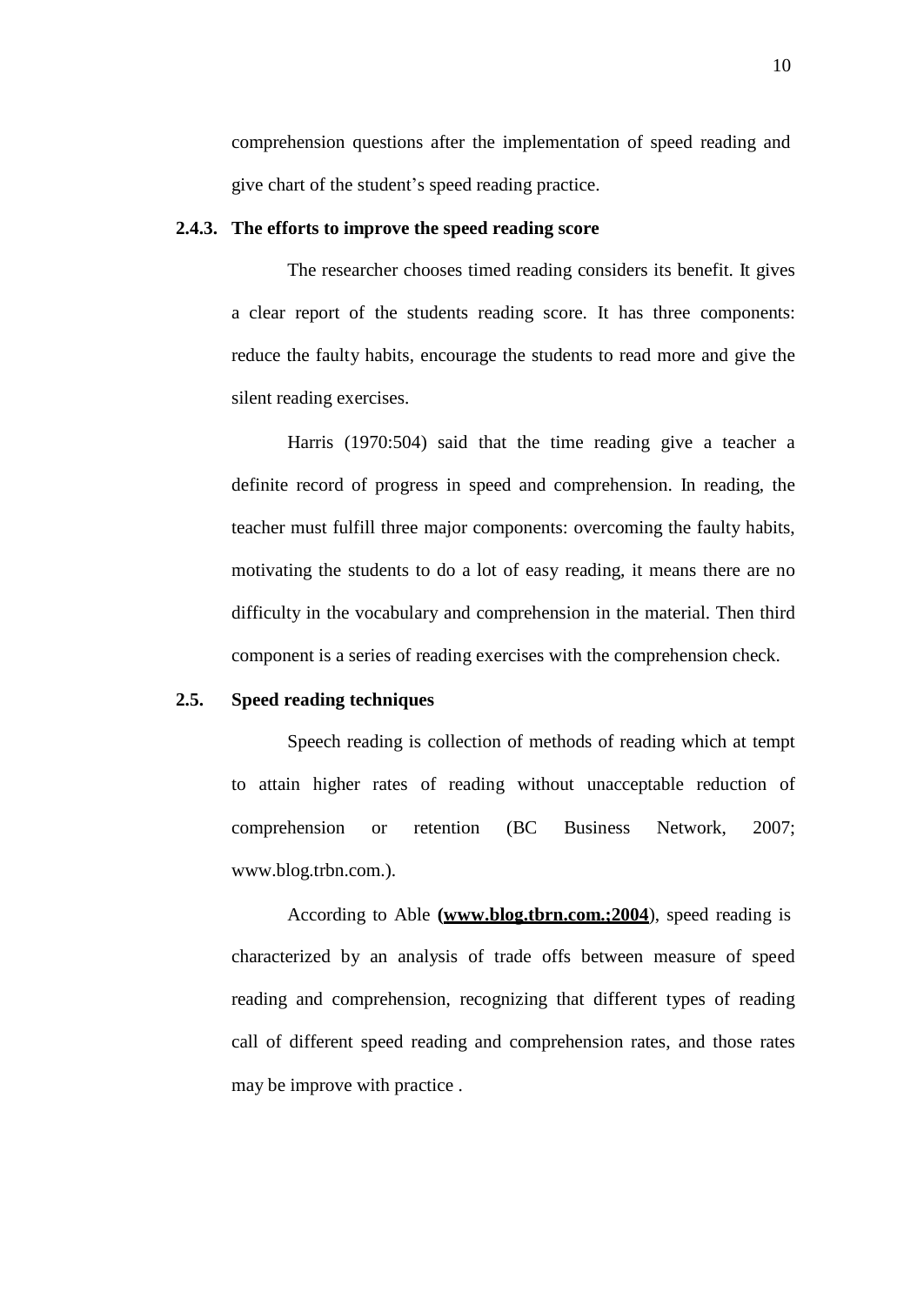comprehension questions after the implementation of speed reading and give chart of the student's speed reading practice.

### 2.4.3. The efforts to improve the speed reading score

The researcher chooses timed reading considers its benefit. It gives a clear report of the students reading score. It has three components: reduce the faulty habits, encourage the students to read more and give the silent reading exercises.

Harris (1970:504) said that the time reading give a teacher a definite record of progress in speed and comprehension. In reading, the teacher must fulfill three major components: overcoming the faulty habits, motivating the students to do a lot of easy reading, it means there are no difficulty in the vocabulary and comprehension in the material. Then third component is a series of reading exercises with the comprehension check.

## 2.5. Speed reading techniques

Speech reading is collection of methods of reading which at tempt to attain higher rates of reading without unacceptable reduction of comprehension or retention (BC Business Network, 2007; www.blog.trbn.com.).

According to Able **(www.blog.tbrn.com.;2004**), speed reading is characterized by an analysis of trade offs between measure of speed reading and comprehension, recognizing that different types of reading call of different speed reading and comprehension rates, and those rates may be improve with practice .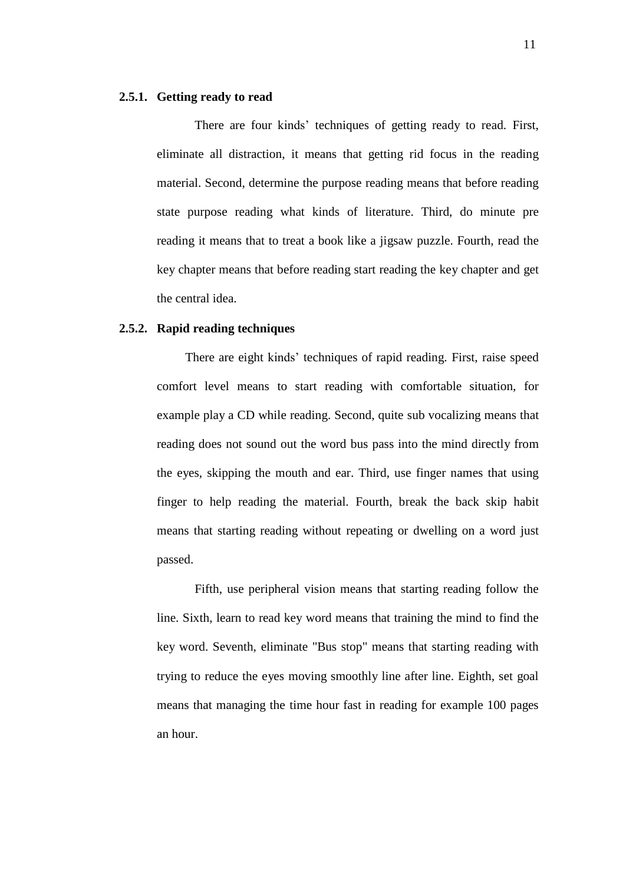### 2.5.1. Getting ready to read

There are four kinds' techniques of getting ready to read. First, eliminate all distraction, it means that getting rid focus in the reading material. Second, determine the purpose reading means that before reading state purpose reading what kinds of literature. Third, do minute pre reading it means that to treat a book like a jigsaw puzzle. Fourth, read the key chapter means that before reading start reading the key chapter and get the central idea.

### 2.5.2. Rapid reading techniques

There are eight kinds' techniques of rapid reading. First, raise speed comfort level means to start reading with comfortable situation, for example play a CD while reading. Second, quite sub vocalizing means that reading does not sound out the word bus pass into the mind directly from the eyes, skipping the mouth and ear. Third, use finger names that using finger to help reading the material. Fourth, break the back skip habit means that starting reading without repeating or dwelling on a word just passed.

Fifth, use peripheral vision means that starting reading follow the line. Sixth, learn to read key word means that training the mind to find the key word. Seventh, eliminate "Bus stop" means that starting reading with trying to reduce the eyes moving smoothly line after line. Eighth, set goal means that managing the time hour fast in reading for example 100 pages an hour.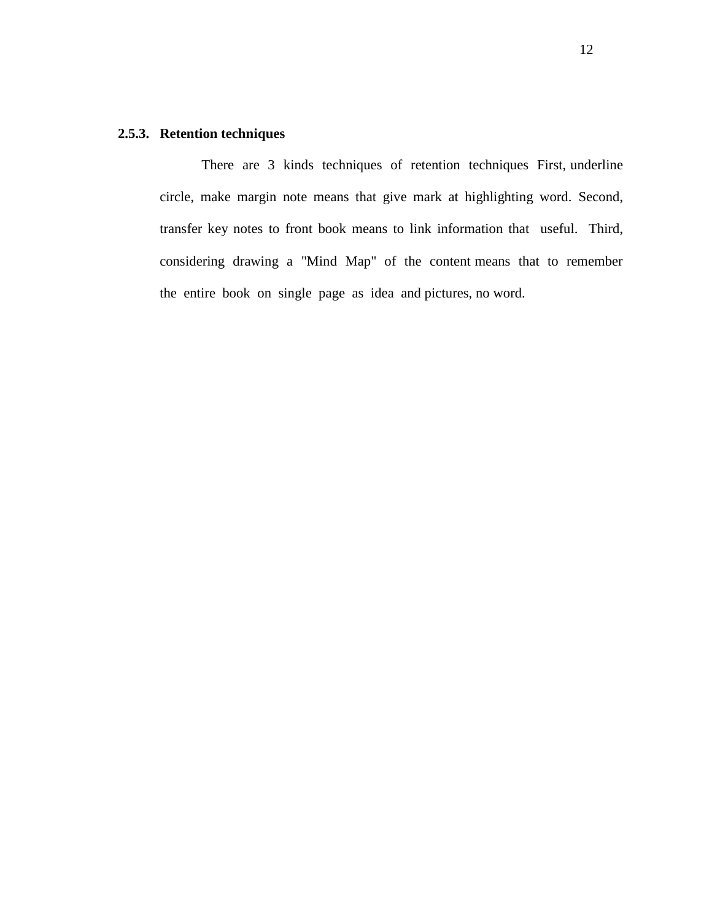### 2.5.3. Retention techniques

There are 3 kinds techniques of retention techniques First, underline circle, make margin note means that give mark at highlighting word. Second, transfer key notes to front book means to link information that useful. Third, considering drawing a "Mind Map" of the content means that to remember the entire book on single page as idea and pictures, no word.